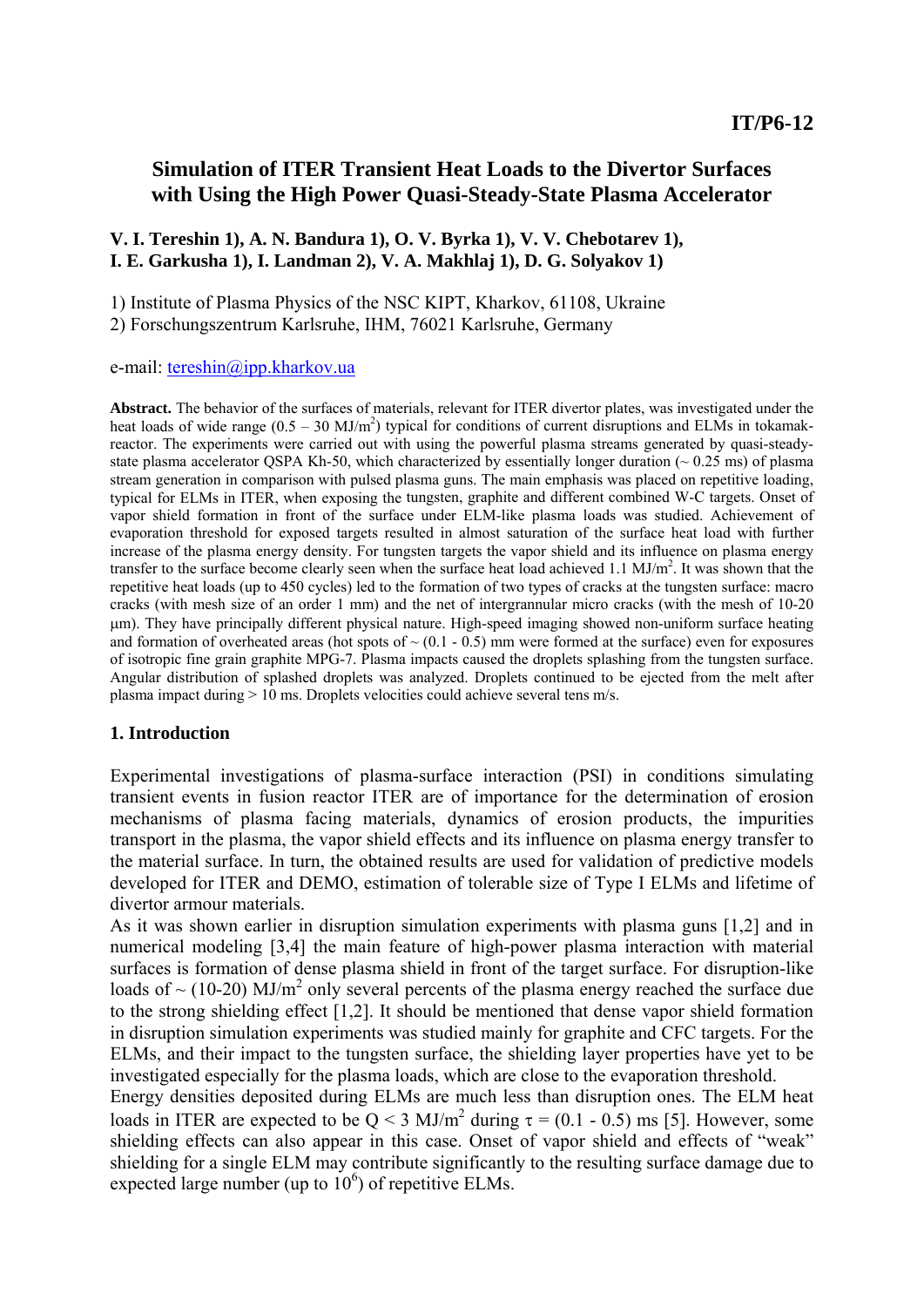**IT/P6-12**

# Simulation of ITER Transient Heat Loads to the Divertor Surfaces with Using the High Power Quasi-Steady-State Plasma Accelerator

**V. I. Tereshin 1), A. N. Bandura 1), O. V. Byrka 1), V. V. Chebotarev 1), I. E. Garkusha 1), I. Landman 2), V. A. Makhlaj 1), D. G. Solyakov 1)**

1) Institute of Plasma Physics of the NSC KIPT, Kharkov, 61108, Ukraine
2) Forschungszentrum Karlsruhe, IHM, 76021 Karlsruhe, Germany

e-mail: tereshin@ipp.kharkov.ua

**Abstract.** The behavior of the surfaces of materials, relevant for ITER divertor plates, was investigated under the heat loads of wide range ($0.5 – 30$ MJ/m$^2$) typical for conditions of current disruptions and ELMs in tokamak-reactor. The experiments were carried out with using the powerful plasma streams generated by quasi-steady-state plasma accelerator QSPA Kh-50, which characterized by essentially longer duration ($\sim 0.25$ ms) of plasma stream generation in comparison with pulsed plasma guns. The main emphasis was placed on repetitive loading, typical for ELMs in ITER, when exposing the tungsten, graphite and different combined W-C targets. Onset of vapor shield formation in front of the surface under ELM-like plasma loads was studied. Achievement of evaporation threshold for exposed targets resulted in almost saturation of the surface heat load with further increase of the plasma energy density. For tungsten targets the vapor shield and its influence on plasma energy transfer to the surface become clearly seen when the surface heat load achieved 1.1 MJ/m$^2$. It was shown that the repetitive heat loads (up to 450 cycles) led to the formation of two types of cracks at the tungsten surface: macro cracks (with mesh size of an order 1 mm) and the net of intergrannular micro cracks (with the mesh of 10-20 μm). They have principally different physical nature. High-speed imaging showed non-uniform surface heating and formation of overheated areas (hot spots of $\sim (0.1 - 0.5)$ mm were formed at the surface) even for exposures of isotropic fine grain graphite MPG-7. Plasma impacts caused the droplets splashing from the tungsten surface. Angular distribution of splashed droplets was analyzed. Droplets continued to be ejected from the melt after plasma impact during > 10 ms. Droplets velocities could achieve several tens m/s.

## 1. Introduction

Experimental investigations of plasma-surface interaction (PSI) in conditions simulating transient events in fusion reactor ITER are of importance for the determination of erosion mechanisms of plasma facing materials, dynamics of erosion products, the impurities transport in the plasma, the vapor shield effects and its influence on plasma energy transfer to the material surface. In turn, the obtained results are used for validation of predictive models developed for ITER and DEMO, estimation of tolerable size of Type I ELMs and lifetime of divertor armour materials.

As it was shown earlier in disruption simulation experiments with plasma guns [1,2] and in numerical modeling [3,4] the main feature of high-power plasma interaction with material surfaces is formation of dense plasma shield in front of the target surface. For disruption-like loads of $\sim (10\text{-}20)$ MJ/m$^2$ only several percents of the plasma energy reached the surface due to the strong shielding effect [1,2]. It should be mentioned that dense vapor shield formation in disruption simulation experiments was studied mainly for graphite and CFC targets. For the ELMs, and their impact to the tungsten surface, the shielding layer properties have yet to be investigated especially for the plasma loads, which are close to the evaporation threshold.

Energy densities deposited during ELMs are much less than disruption ones. The ELM heat loads in ITER are expected to be $Q < 3$ MJ/m$^2$ during $\tau = (0.1 - 0.5)$ ms [5]. However, some shielding effects can also appear in this case. Onset of vapor shield and effects of "weak" shielding for a single ELM may contribute significantly to the resulting surface damage due to expected large number (up to $10^6$) of repetitive ELMs.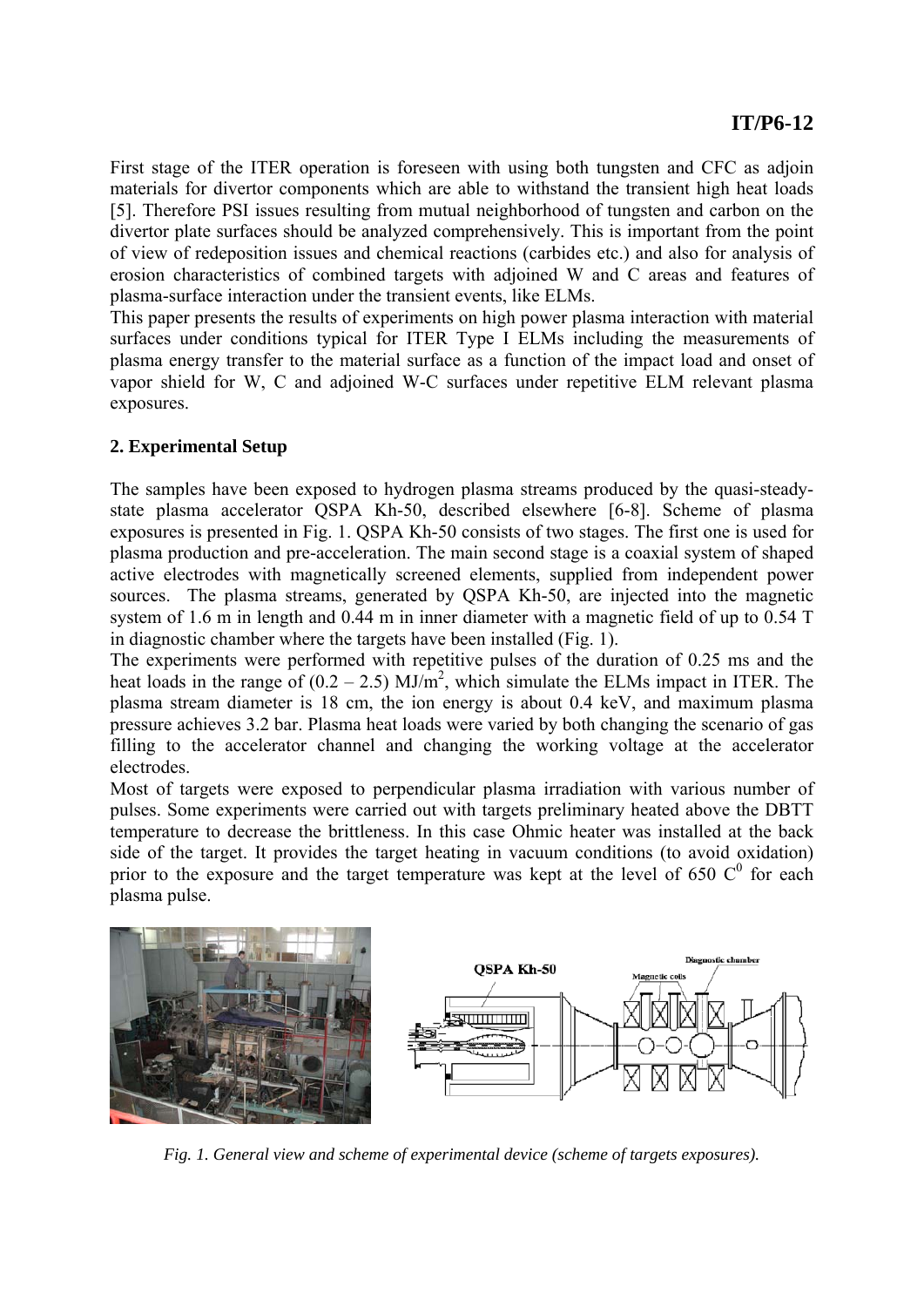First stage of the ITER operation is foreseen with using both tungsten and CFC as adjoin materials for divertor components which are able to withstand the transient high heat loads [5]. Therefore PSI issues resulting from mutual neighborhood of tungsten and carbon on the divertor plate surfaces should be analyzed comprehensively. This is important from the point of view of redeposition issues and chemical reactions (carbides etc.) and also for analysis of erosion characteristics of combined targets with adjoined W and C areas and features of plasma-surface interaction under the transient events, like ELMs.

This paper presents the results of experiments on high power plasma interaction with material surfaces under conditions typical for ITER Type I ELMs including the measurements of plasma energy transfer to the material surface as a function of the impact load and onset of vapor shield for W, C and adjoined W-C surfaces under repetitive ELM relevant plasma exposures.

## 2. Experimental Setup

The samples have been exposed to hydrogen plasma streams produced by the quasi-steady-state plasma accelerator QSPA Kh-50, described elsewhere [6-8]. Scheme of plasma exposures is presented in Fig. 1. QSPA Kh-50 consists of two stages. The first one is used for plasma production and pre-acceleration. The main second stage is a coaxial system of shaped active electrodes with magnetically screened elements, supplied from independent power sources. The plasma streams, generated by QSPA Kh-50, are injected into the magnetic system of 1.6 m in length and 0.44 m in inner diameter with a magnetic field of up to 0.54 T in diagnostic chamber where the targets have been installed (Fig. 1).

The experiments were performed with repetitive pulses of the duration of 0.25 ms and the heat loads in the range of (0.2 – 2.5) $MJ/m^2$, which simulate the ELMs impact in ITER. The plasma stream diameter is 18 cm, the ion energy is about 0.4 keV, and maximum plasma pressure achieves 3.2 bar. Plasma heat loads were varied by both changing the scenario of gas filling to the accelerator channel and changing the working voltage at the accelerator electrodes.

Most of targets were exposed to perpendicular plasma irradiation with various number of pulses. Some experiments were carried out with targets preliminary heated above the DBTT temperature to decrease the brittleness. In this case Ohmic heater was installed at the back side of the target. It provides the target heating in vacuum conditions (to avoid oxidation) prior to the exposure and the target temperature was kept at the level of 650 $C^0$ for each plasma pulse.

*Fig. 1. General view and scheme of experimental device (scheme of targets exposures).*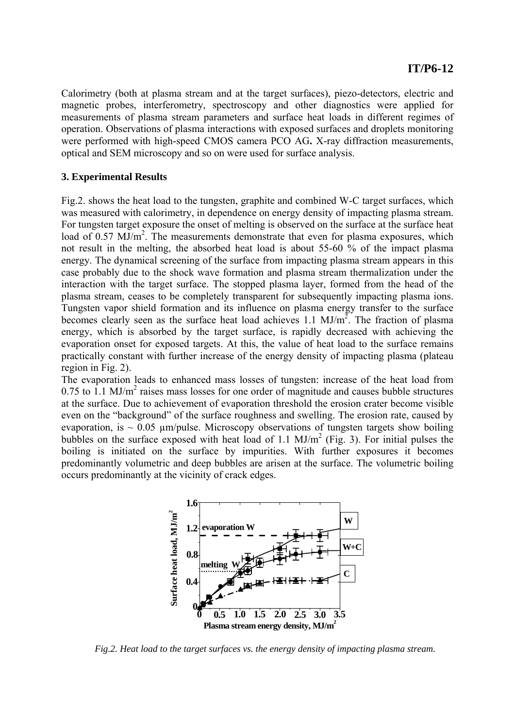Calorimetry (both at plasma stream and at the target surfaces), piezo-detectors, electric and magnetic probes, interferometry, spectroscopy and other diagnostics were applied for measurements of plasma stream parameters and surface heat loads in different regimes of operation. Observations of plasma interactions with exposed surfaces and droplets monitoring were performed with high-speed CMOS camera PCO AG**.** X-ray diffraction measurements, optical and SEM microscopy and so on were used for surface analysis.

### 3. Experimental Results

Fig.2. shows the heat load to the tungsten, graphite and combined W-C target surfaces, which was measured with calorimetry, in dependence on energy density of impacting plasma stream. For tungsten target exposure the onset of melting is observed on the surface at the surface heat load of 0.57 $MJ/m^2$. The measurements demonstrate that even for plasma exposures, which not result in the melting, the absorbed heat load is about 55-60 % of the impact plasma energy. The dynamical screening of the surface from impacting plasma stream appears in this case probably due to the shock wave formation and plasma stream thermalization under the interaction with the target surface. The stopped plasma layer, formed from the head of the plasma stream, ceases to be completely transparent for subsequently impacting plasma ions. Tungsten vapor shield formation and its influence on plasma energy transfer to the surface becomes clearly seen as the surface heat load achieves 1.1 $MJ/m^2$. The fraction of plasma energy, which is absorbed by the target surface, is rapidly decreased with achieving the evaporation onset for exposed targets. At this, the value of heat load to the surface remains practically constant with further increase of the energy density of impacting plasma (plateau region in Fig. 2).

The evaporation leads to enhanced mass losses of tungsten: increase of the heat load from 0.75 to 1.1 $MJ/m^2$ raises mass losses for one order of magnitude and causes bubble structures at the surface. Due to achievement of evaporation threshold the erosion crater become visible even on the "background" of the surface roughness and swelling. The erosion rate, caused by evaporation, is ~ 0.05 μm/pulse. Microscopy observations of tungsten targets show boiling bubbles on the surface exposed with heat load of 1.1 $MJ/m^2$ (Fig. 3). For initial pulses the boiling is initiated on the surface by impurities. With further exposures it becomes predominantly volumetric and deep bubbles are arisen at the surface. The volumetric boiling occurs predominantly at the vicinity of crack edges.

*Fig.2. Heat load to the target surfaces vs. the energy density of impacting plasma stream.*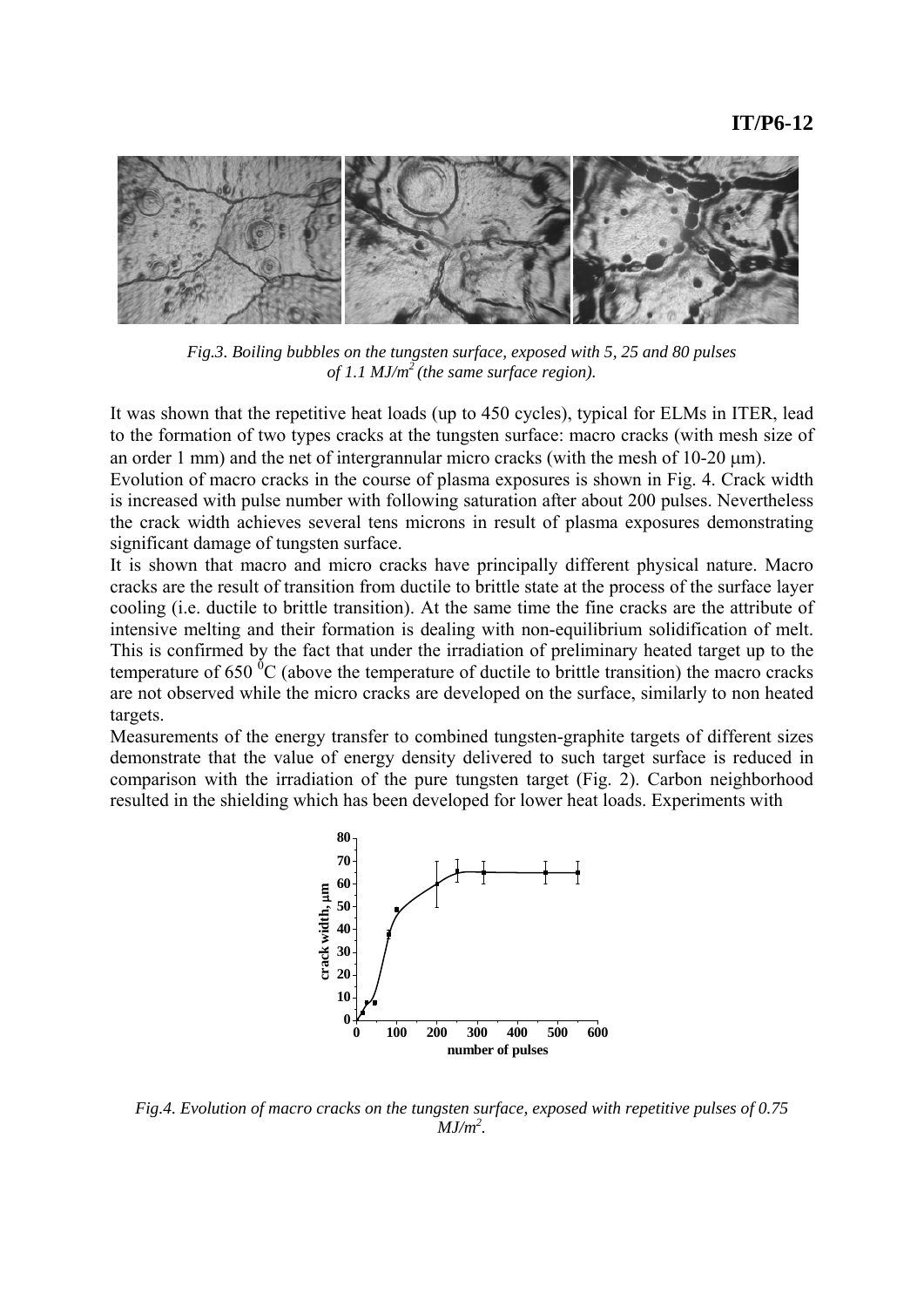*Fig.3. Boiling bubbles on the tungsten surface, exposed with 5, 25 and 80 pulses of 1.1 MJ/m$^2$ (the same surface region).*

It was shown that the repetitive heat loads (up to 450 cycles), typical for ELMs in ITER, lead to the formation of two types cracks at the tungsten surface: macro cracks (with mesh size of an order 1 mm) and the net of intergrannular micro cracks (with the mesh of 10-20 μm).

Evolution of macro cracks in the course of plasma exposures is shown in Fig. 4. Crack width is increased with pulse number with following saturation after about 200 pulses. Nevertheless the crack width achieves several tens microns in result of plasma exposures demonstrating significant damage of tungsten surface.

It is shown that macro and micro cracks have principally different physical nature. Macro cracks are the result of transition from ductile to brittle state at the process of the surface layer cooling (i.e. ductile to brittle transition). At the same time the fine cracks are the attribute of intensive melting and their formation is dealing with non-equilibrium solidification of melt. This is confirmed by the fact that under the irradiation of preliminary heated target up to the temperature of 650 $^0$C (above the temperature of ductile to brittle transition) the macro cracks are not observed while the micro cracks are developed on the surface, similarly to non heated targets.

Measurements of the energy transfer to combined tungsten-graphite targets of different sizes demonstrate that the value of energy density delivered to such target surface is reduced in comparison with the irradiation of the pure tungsten target (Fig. 2). Carbon neighborhood resulted in the shielding which has been developed for lower heat loads. Experiments with

*Fig.4. Evolution of macro cracks on the tungsten surface, exposed with repetitive pulses of 0.75 MJ/m$^2$.*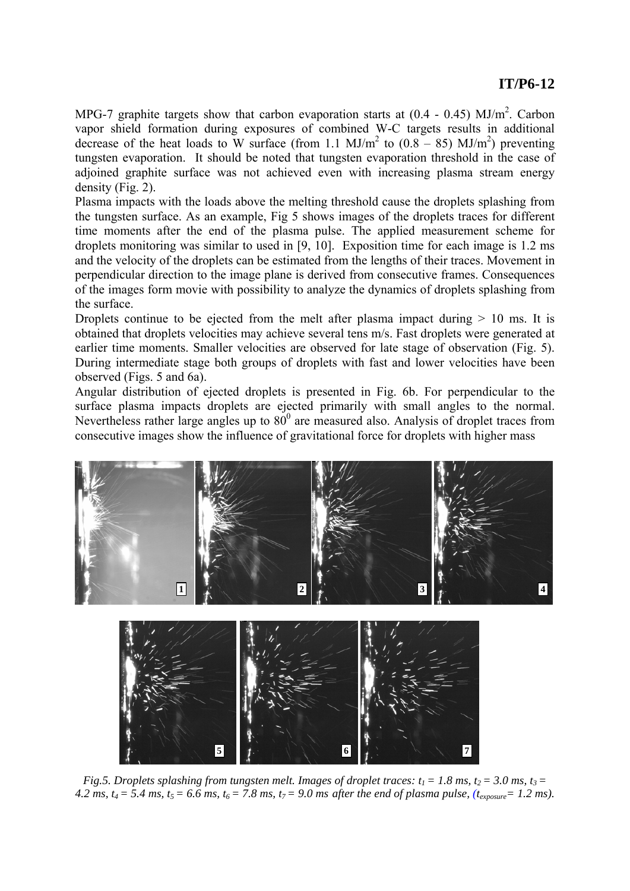MPG-7 graphite targets show that carbon evaporation starts at (0.4 - 0.45) MJ/m$^2$. Carbon vapor shield formation during exposures of combined W-C targets results in additional decrease of the heat loads to W surface (from 1.1 MJ/m$^2$ to (0.8 – 85) MJ/m$^2$) preventing tungsten evaporation. It should be noted that tungsten evaporation threshold in the case of adjoined graphite surface was not achieved even with increasing plasma stream energy density (Fig. 2).

Plasma impacts with the loads above the melting threshold cause the droplets splashing from the tungsten surface. As an example, Fig 5 shows images of the droplets traces for different time moments after the end of the plasma pulse. The applied measurement scheme for droplets monitoring was similar to used in [9, 10]. Exposition time for each image is 1.2 ms and the velocity of the droplets can be estimated from the lengths of their traces. Movement in perpendicular direction to the image plane is derived from consecutive frames. Consequences of the images form movie with possibility to analyze the dynamics of droplets splashing from the surface.

Droplets continue to be ejected from the melt after plasma impact during > 10 ms. It is obtained that droplets velocities may achieve several tens m/s. Fast droplets were generated at earlier time moments. Smaller velocities are observed for late stage of observation (Fig. 5). During intermediate stage both groups of droplets with fast and lower velocities have been observed (Figs. 5 and 6a).

Angular distribution of ejected droplets is presented in Fig. 6b. For perpendicular to the surface plasma impacts droplets are ejected primarily with small angles to the normal. Nevertheless rather large angles up to 80$^0$ are measured also. Analysis of droplet traces from consecutive images show the influence of gravitational force for droplets with higher mass

*Fig.5. Droplets splashing from tungsten melt. Images of droplet traces: $t_1$ = 1.8 ms, $t_2$ = 3.0 ms, $t_3$ = 4.2 ms, $t_4$ = 5.4 ms, $t_5$ = 6.6 ms, $t_6$ = 7.8 ms, $t_7$ = 9.0 ms after the end of plasma pulse, ($t_{exposure}$= 1.2 ms).*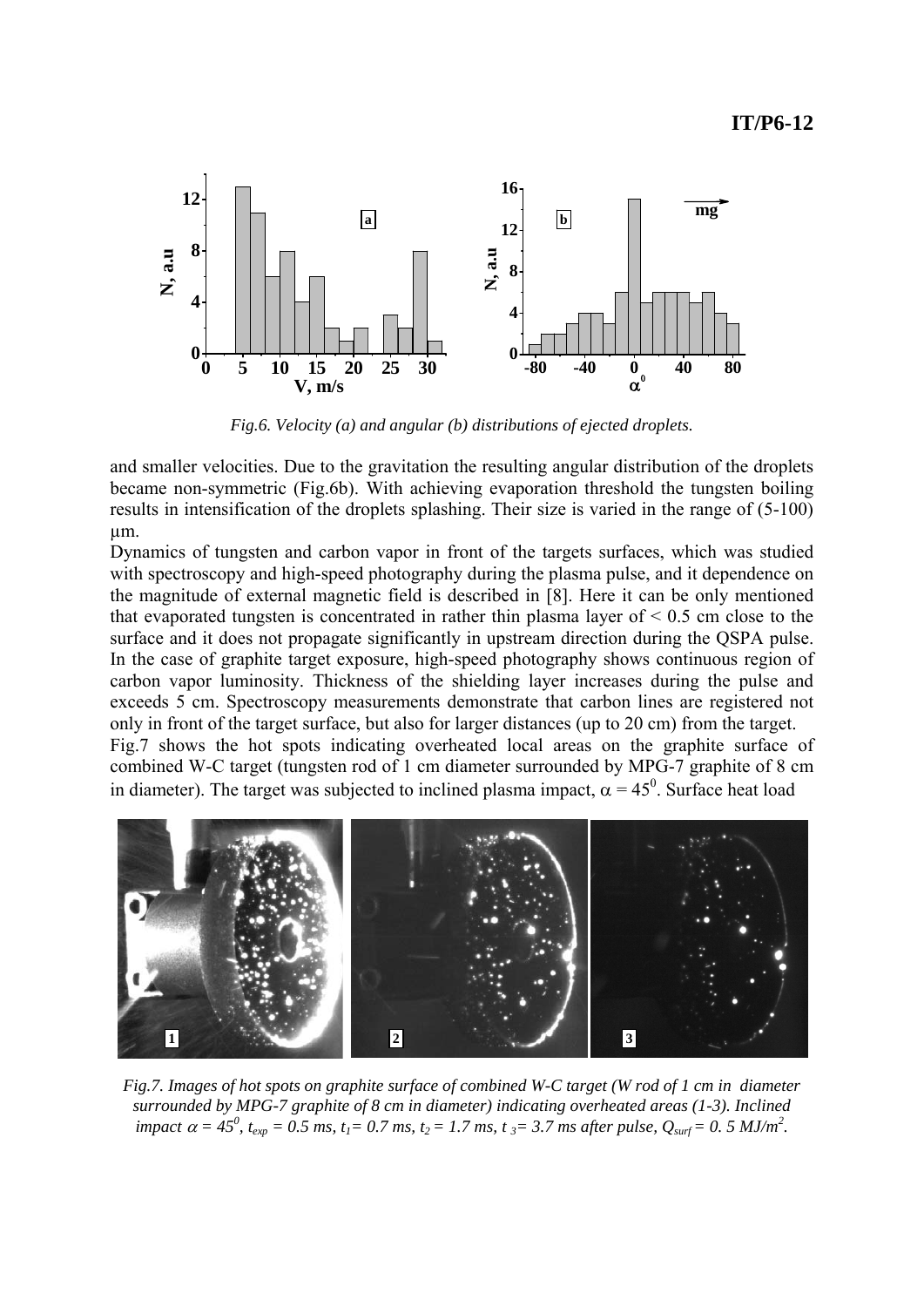*Fig.6. Velocity (a) and angular (b) distributions of ejected droplets.*

and smaller velocities. Due to the gravitation the resulting angular distribution of the droplets became non-symmetric (Fig.6b). With achieving evaporation threshold the tungsten boiling results in intensification of the droplets splashing. Their size is varied in the range of (5-100) μm.

Dynamics of tungsten and carbon vapor in front of the targets surfaces, which was studied with spectroscopy and high-speed photography during the plasma pulse, and it dependence on the magnitude of external magnetic field is described in [8]. Here it can be only mentioned that evaporated tungsten is concentrated in rather thin plasma layer of < 0.5 cm close to the surface and it does not propagate significantly in upstream direction during the QSPA pulse. In the case of graphite target exposure, high-speed photography shows continuous region of carbon vapor luminosity. Thickness of the shielding layer increases during the pulse and exceeds 5 cm. Spectroscopy measurements demonstrate that carbon lines are registered not only in front of the target surface, but also for larger distances (up to 20 cm) from the target.

Fig.7 shows the hot spots indicating overheated local areas on the graphite surface of combined W-C target (tungsten rod of 1 cm diameter surrounded by MPG-7 graphite of 8 cm in diameter). The target was subjected to inclined plasma impact, $\alpha = 45^0$. Surface heat load

*Fig.7. Images of hot spots on graphite surface of combined W-C target (W rod of 1 cm in diameter surrounded by MPG-7 graphite of 8 cm in diameter) indicating overheated areas (1-3). Inclined impact $\alpha = 45^0$, $t_{exp} = 0.5$ ms, $t_1 = 0.7$ ms, $t_2 = 1.7$ ms, $t_3 = 3.7$ ms after pulse, $Q_{surf} = 0.5$ MJ/m$^2$.*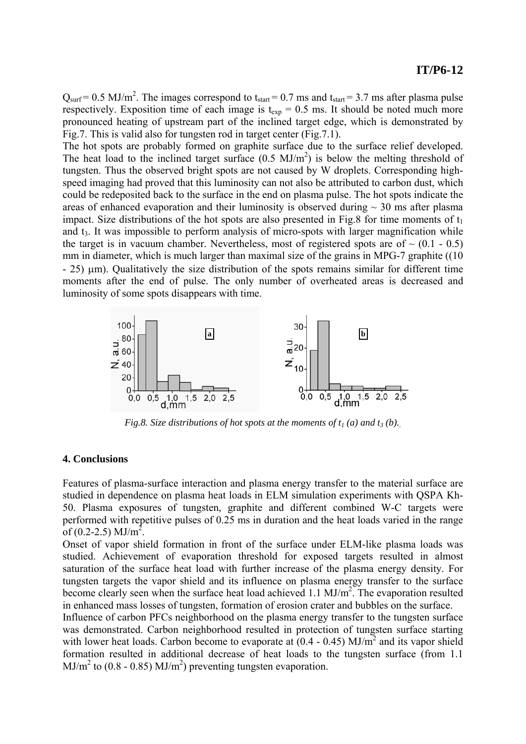$Q_{surf} = 0.5$ MJ/m$^2$. The images correspond to $t_{start} = 0.7$ ms and $t_{start} = 3.7$ ms after plasma pulse respectively. Exposition time of each image is $t_{exp} = 0.5$ ms. It should be noted much more pronounced heating of upstream part of the inclined target edge, which is demonstrated by Fig.7. This is valid also for tungsten rod in target center (Fig.7.1).

The hot spots are probably formed on graphite surface due to the surface relief developed. The heat load to the inclined target surface (0.5 MJ/m$^2$) is below the melting threshold of tungsten. Thus the observed bright spots are not caused by W droplets. Corresponding high-speed imaging had proved that this luminosity can not also be attributed to carbon dust, which could be redeposited back to the surface in the end on plasma pulse. The hot spots indicate the areas of enhanced evaporation and their luminosity is observed during ~ 30 ms after plasma impact. Size distributions of the hot spots are also presented in Fig.8 for time moments of $t_1$ and $t_3$. It was impossible to perform analysis of micro-spots with larger magnification while the target is in vacuum chamber. Nevertheless, most of registered spots are of ~ (0.1 - 0.5) mm in diameter, which is much larger than maximal size of the grains in MPG-7 graphite ((10 - 25) μm). Qualitatively the size distribution of the spots remains similar for different time moments after the end of pulse. The only number of overheated areas is decreased and luminosity of some spots disappears with time.

*Fig.8. Size distributions of hot spots at the moments of $t_1$ (a) and $t_3$ (b).*

### 4. Conclusions

Features of plasma-surface interaction and plasma energy transfer to the material surface are studied in dependence on plasma heat loads in ELM simulation experiments with QSPA Kh-50. Plasma exposures of tungsten, graphite and different combined W-C targets were performed with repetitive pulses of 0.25 ms in duration and the heat loads varied in the range of (0.2-2.5) MJ/m$^2$.

Onset of vapor shield formation in front of the surface under ELM-like plasma loads was studied. Achievement of evaporation threshold for exposed targets resulted in almost saturation of the surface heat load with further increase of the plasma energy density. For tungsten targets the vapor shield and its influence on plasma energy transfer to the surface become clearly seen when the surface heat load achieved 1.1 MJ/m$^2$. The evaporation resulted in enhanced mass losses of tungsten, formation of erosion crater and bubbles on the surface.

Influence of carbon PFCs neighborhood on the plasma energy transfer to the tungsten surface was demonstrated. Carbon neighborhood resulted in protection of tungsten surface starting with lower heat loads. Carbon become to evaporate at (0.4 - 0.45) MJ/m$^2$ and its vapor shield formation resulted in additional decrease of heat loads to the tungsten surface (from 1.1 MJ/m$^2$ to (0.8 - 0.85) MJ/m$^2$) preventing tungsten evaporation.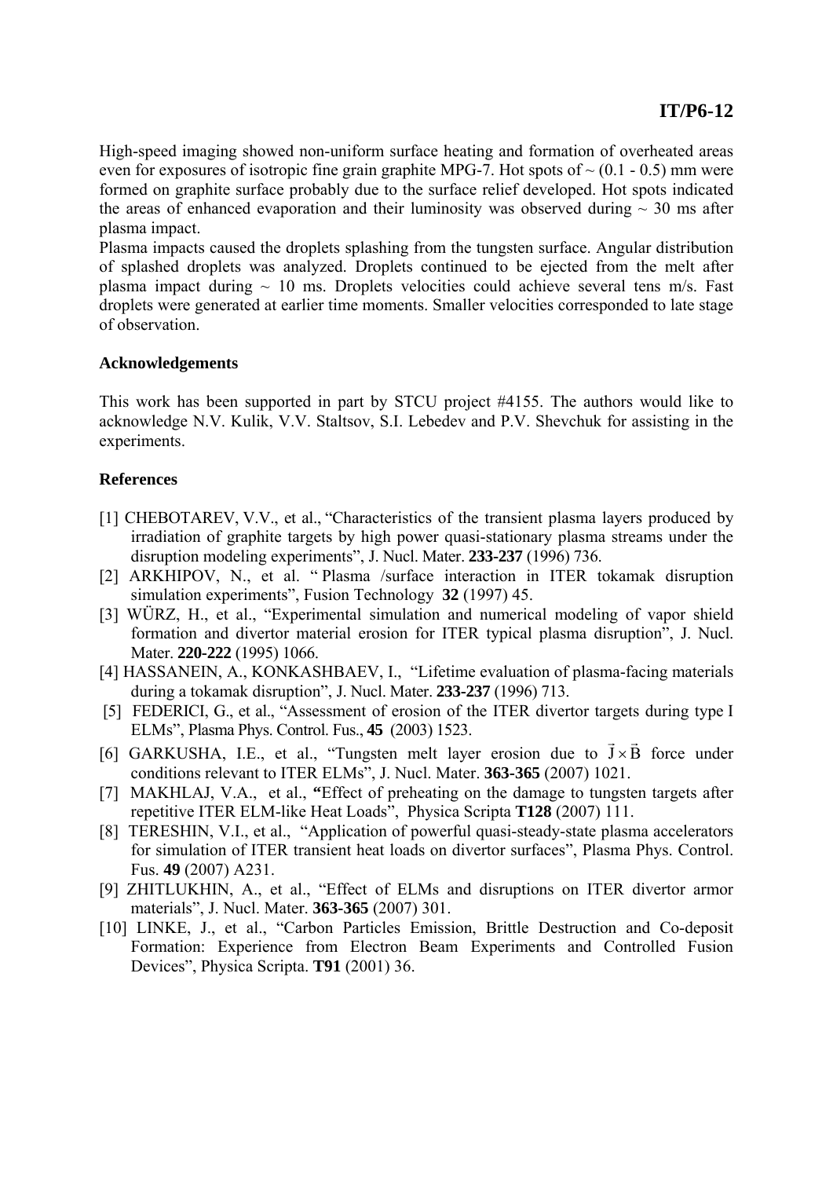High-speed imaging showed non-uniform surface heating and formation of overheated areas even for exposures of isotropic fine grain graphite MPG-7. Hot spots of ~ (0.1 - 0.5) mm were formed on graphite surface probably due to the surface relief developed. Hot spots indicated the areas of enhanced evaporation and their luminosity was observed during ~ 30 ms after plasma impact.

Plasma impacts caused the droplets splashing from the tungsten surface. Angular distribution of splashed droplets was analyzed. Droplets continued to be ejected from the melt after plasma impact during ~ 10 ms. Droplets velocities could achieve several tens m/s. Fast droplets were generated at earlier time moments. Smaller velocities corresponded to late stage of observation.

### Acknowledgements

This work has been supported in part by STCU project #4155. The authors would like to acknowledge N.V. Kulik, V.V. Staltsov, S.I. Lebedev and P.V. Shevchuk for assisting in the experiments.

### References

[1] CHEBOTAREV, V.V., et al., "Characteristics of the transient plasma layers produced by irradiation of graphite targets by high power quasi-stationary plasma streams under the disruption modeling experiments", J. Nucl. Mater. **233-237** (1996) 736.

[2] ARKHIPOV, N., et al. " Plasma /surface interaction in ITER tokamak disruption simulation experiments", Fusion Technology **32** (1997) 45.

[3] WÜRZ, H., et al., "Experimental simulation and numerical modeling of vapor shield formation and divertor material erosion for ITER typical plasma disruption", J. Nucl. Mater. **220-222** (1995) 1066.

[4] HASSANEIN, A., KONKASHBAEV, I., "Lifetime evaluation of plasma-facing materials during a tokamak disruption", J. Nucl. Mater. **233-237** (1996) 713.

[5] FEDERICI, G., et al., "Assessment of erosion of the ITER divertor targets during type I ELMs", Plasma Phys. Control. Fus., **45** (2003) 1523.

[6] GARKUSHA, I.E., et al., "Tungsten melt layer erosion due to $\vec{J} \times \vec{B}$ force under conditions relevant to ITER ELMs", J. Nucl. Mater. **363-365** (2007) 1021.

[7] MAKHLAJ, V.A., et al., **"**Effect of preheating on the damage to tungsten targets after repetitive ITER ELM-like Heat Loads", Physica Scripta **T128** (2007) 111.

[8] TERESHIN, V.I., et al., "Application of powerful quasi-steady-state plasma accelerators for simulation of ITER transient heat loads on divertor surfaces", Plasma Phys. Control. Fus. **49** (2007) A231.

[9] ZHITLUKHIN, A., et al., "Effect of ELMs and disruptions on ITER divertor armor materials", J. Nucl. Mater. **363-365** (2007) 301.

[10] LINKE, J., et al., "Carbon Particles Emission, Brittle Destruction and Co-deposit Formation: Experience from Electron Beam Experiments and Controlled Fusion Devices", Physica Scripta. **T91** (2001) 36.